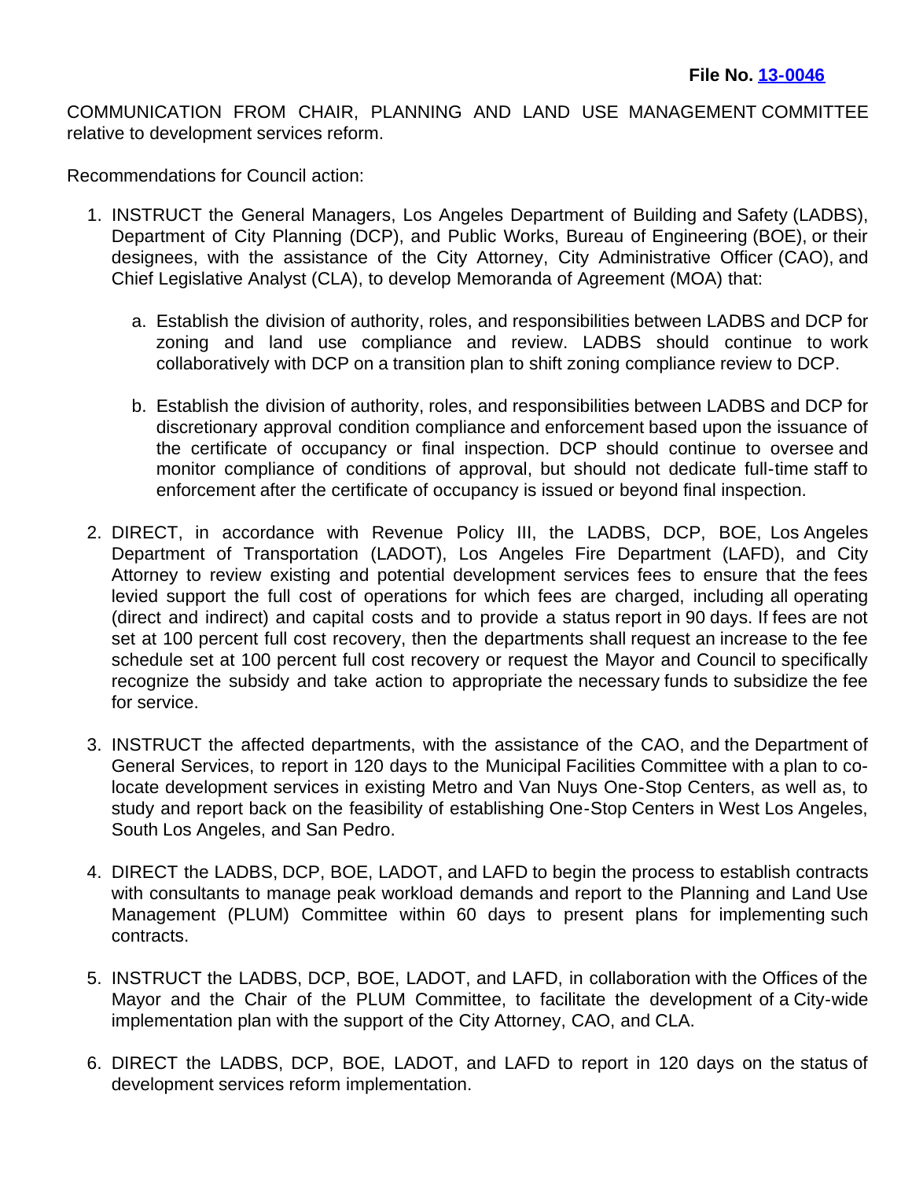**File No. 13-0046**

COMMUNICATION FROM CHAIR, PLANNING AND LAND USE MANAGEMENT COMMITTEE relative to development services reform.

Recommendations for Council action:

1. INSTRUCT the General Managers, Los Angeles Department of Building and Safety (LADBS), Department of City Planning (DCP), and Public Works, Bureau of Engineering (BOE), or their designees, with the assistance of the City Attorney, City Administrative Officer (CAO), and Chief Legislative Analyst (CLA), to develop Memoranda of Agreement (MOA) that:

   a. Establish the division of authority, roles, and responsibilities between LADBS and DCP for zoning and land use compliance and review. LADBS should continue to work collaboratively with DCP on a transition plan to shift zoning compliance review to DCP.

   b. Establish the division of authority, roles, and responsibilities between LADBS and DCP for discretionary approval condition compliance and enforcement based upon the issuance of the certificate of occupancy or final inspection. DCP should continue to oversee and monitor compliance of conditions of approval, but should not dedicate full-time staff to enforcement after the certificate of occupancy is issued or beyond final inspection.

2. DIRECT, in accordance with Revenue Policy III, the LADBS, DCP, BOE, Los Angeles Department of Transportation (LADOT), Los Angeles Fire Department (LAFD), and City Attorney to review existing and potential development services fees to ensure that the fees levied support the full cost of operations for which fees are charged, including all operating (direct and indirect) and capital costs and to provide a status report in 90 days. If fees are not set at 100 percent full cost recovery, then the departments shall request an increase to the fee schedule set at 100 percent full cost recovery or request the Mayor and Council to specifically recognize the subsidy and take action to appropriate the necessary funds to subsidize the fee for service.

3. INSTRUCT the affected departments, with the assistance of the CAO, and the Department of General Services, to report in 120 days to the Municipal Facilities Committee with a plan to co-locate development services in existing Metro and Van Nuys One-Stop Centers, as well as, to study and report back on the feasibility of establishing One-Stop Centers in West Los Angeles, South Los Angeles, and San Pedro.

4. DIRECT the LADBS, DCP, BOE, LADOT, and LAFD to begin the process to establish contracts with consultants to manage peak workload demands and report to the Planning and Land Use Management (PLUM) Committee within 60 days to present plans for implementing such contracts.

5. INSTRUCT the LADBS, DCP, BOE, LADOT, and LAFD, in collaboration with the Offices of the Mayor and the Chair of the PLUM Committee, to facilitate the development of a City-wide implementation plan with the support of the City Attorney, CAO, and CLA.

6. DIRECT the LADBS, DCP, BOE, LADOT, and LAFD to report in 120 days on the status of development services reform implementation.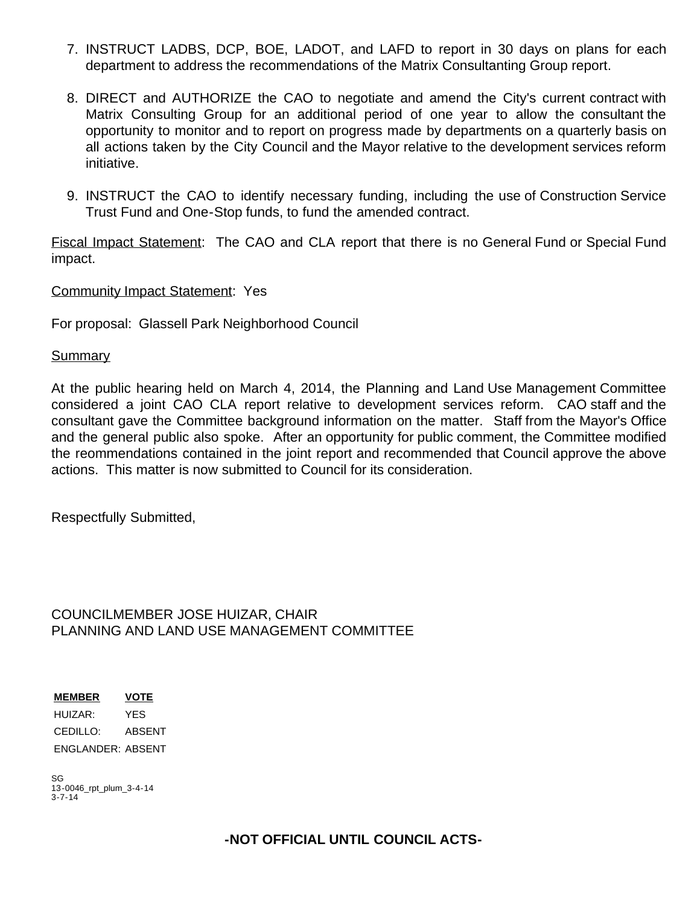7. INSTRUCT LADBS, DCP, BOE, LADOT, and LAFD to report in 30 days on plans for each department to address the recommendations of the Matrix Consultanting Group report.

8. DIRECT and AUTHORIZE the CAO to negotiate and amend the City's current contract with Matrix Consulting Group for an additional period of one year to allow the consultant the opportunity to monitor and to report on progress made by departments on a quarterly basis on all actions taken by the City Council and the Mayor relative to the development services reform initiative.

9. INSTRUCT the CAO to identify necessary funding, including the use of Construction Service Trust Fund and One-Stop funds, to fund the amended contract.

Fiscal Impact Statement: The CAO and CLA report that there is no General Fund or Special Fund impact.

Community Impact Statement: Yes

For proposal: Glassell Park Neighborhood Council

Summary

At the public hearing held on March 4, 2014, the Planning and Land Use Management Committee considered a joint CAO CLA report relative to development services reform. CAO staff and the consultant gave the Committee background information on the matter. Staff from the Mayor's Office and the general public also spoke. After an opportunity for public comment, the Committee modified the reommendations contained in the joint report and recommended that Council approve the above actions. This matter is now submitted to Council for its consideration.

Respectfully Submitted,

COUNCILMEMBER JOSE HUIZAR, CHAIR
PLANNING AND LAND USE MANAGEMENT COMMITTEE

| MEMBER | VOTE |
|---|---|
| HUIZAR: | YES |
| CEDILLO: | ABSENT |
| ENGLANDER: | ABSENT |

SG
13-0046_rpt_plum_3-4-14
3-7-14

**-NOT OFFICIAL UNTIL COUNCIL ACTS-**